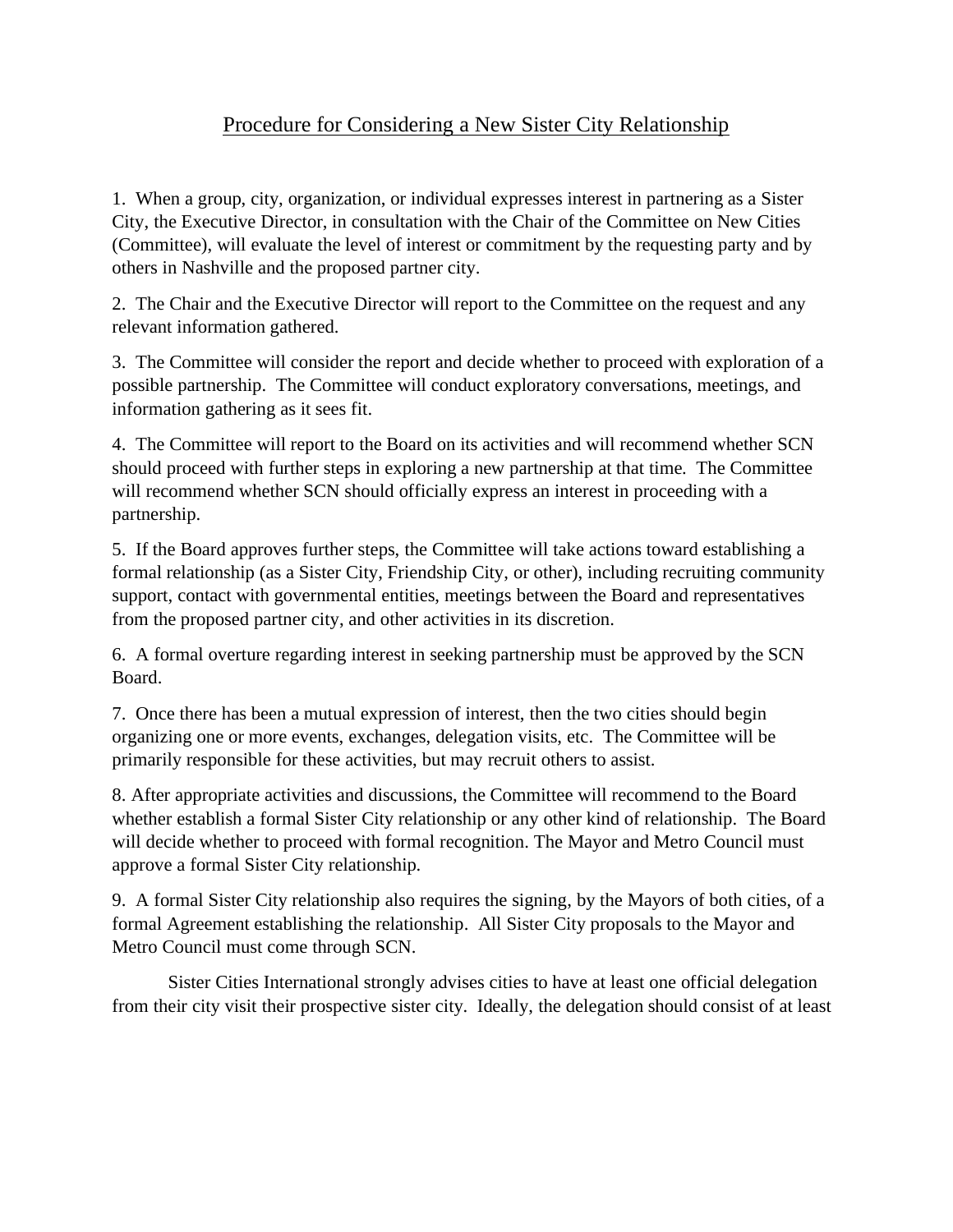# Procedure for Considering a New Sister City Relationship

1. When a group, city, organization, or individual expresses interest in partnering as a Sister City, the Executive Director, in consultation with the Chair of the Committee on New Cities (Committee), will evaluate the level of interest or commitment by the requesting party and by others in Nashville and the proposed partner city.

2. The Chair and the Executive Director will report to the Committee on the request and any relevant information gathered.

3. The Committee will consider the report and decide whether to proceed with exploration of a possible partnership. The Committee will conduct exploratory conversations, meetings, and information gathering as it sees fit.

4. The Committee will report to the Board on its activities and will recommend whether SCN should proceed with further steps in exploring a new partnership at that time. The Committee will recommend whether SCN should officially express an interest in proceeding with a partnership.

5. If the Board approves further steps, the Committee will take actions toward establishing a formal relationship (as a Sister City, Friendship City, or other), including recruiting community support, contact with governmental entities, meetings between the Board and representatives from the proposed partner city, and other activities in its discretion.

6. A formal overture regarding interest in seeking partnership must be approved by the SCN Board.

7. Once there has been a mutual expression of interest, then the two cities should begin organizing one or more events, exchanges, delegation visits, etc. The Committee will be primarily responsible for these activities, but may recruit others to assist.

8. After appropriate activities and discussions, the Committee will recommend to the Board whether establish a formal Sister City relationship or any other kind of relationship. The Board will decide whether to proceed with formal recognition. The Mayor and Metro Council must approve a formal Sister City relationship.

9. A formal Sister City relationship also requires the signing, by the Mayors of both cities, of a formal Agreement establishing the relationship. All Sister City proposals to the Mayor and Metro Council must come through SCN.

Sister Cities International strongly advises cities to have at least one official delegation from their city visit their prospective sister city. Ideally, the delegation should consist of at least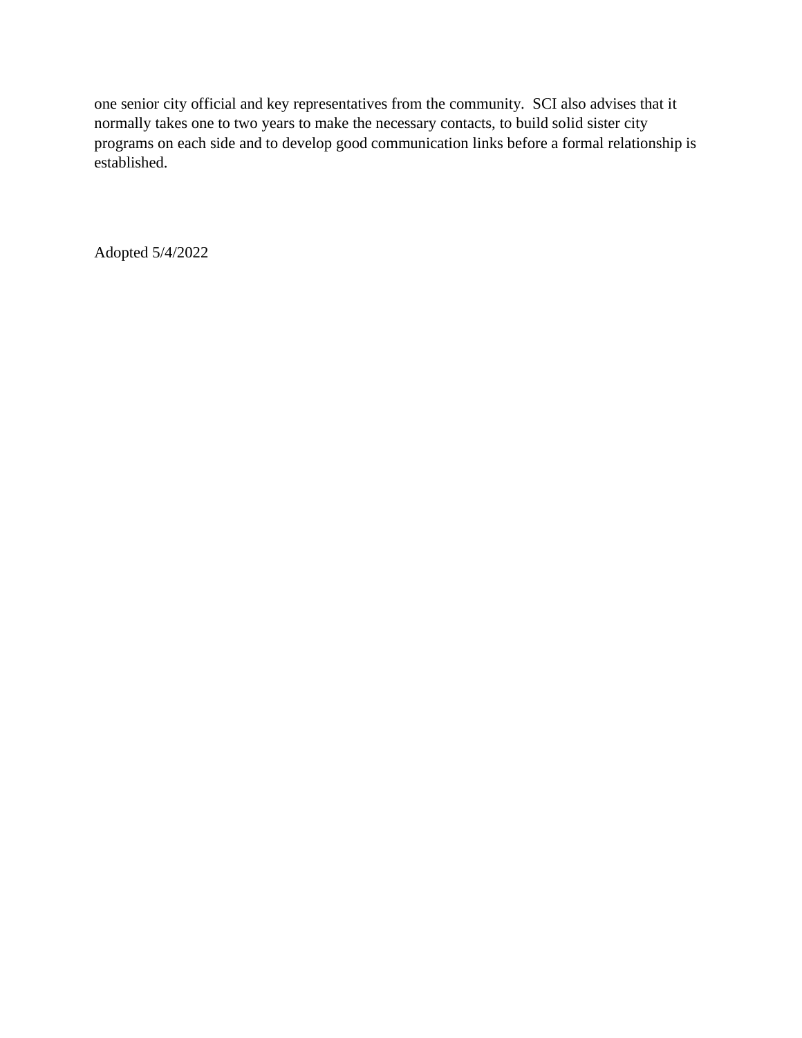one senior city official and key representatives from the community. SCI also advises that it normally takes one to two years to make the necessary contacts, to build solid sister city programs on each side and to develop good communication links before a formal relationship is established.

Adopted 5/4/2022